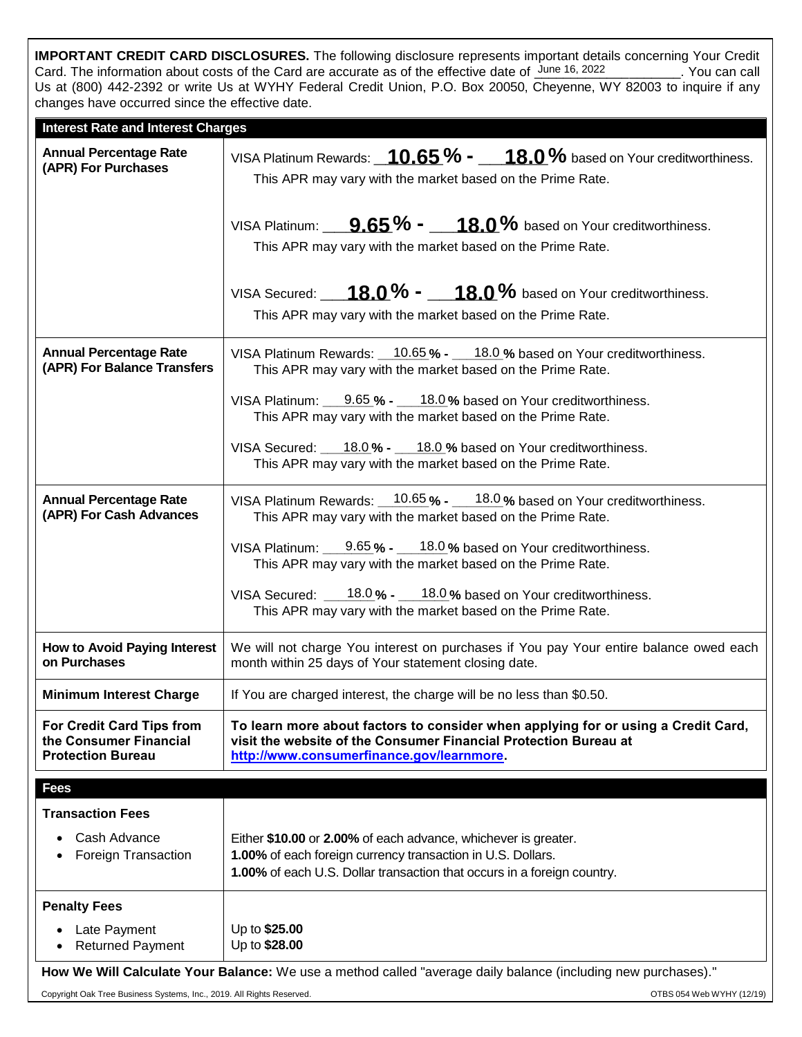**IMPORTANT CREDIT CARD DISCLOSURES.** The following disclosure represents important details concerning Your Credit Card. The information about costs of the Card are accurate as of the effective date of June 16, 2022. You can call Us at (800) 442-2392 or write Us at WYHY Federal Credit Union, P.O. Box 20050, Cheyenne, WY 82003 to inquire if any changes have occurred since the effective date.

| **Interest Rate and Interest Charges** | |
|---|---|
| **Annual Percentage Rate (APR) For Purchases** | VISA Platinum Rewards: **10.65% - 18.0%** based on Your creditworthiness. This APR may vary with the market based on the Prime Rate.<br><br>VISA Platinum: **9.65% - 18.0%** based on Your creditworthiness. This APR may vary with the market based on the Prime Rate.<br><br>VISA Secured: **18.0% - 18.0%** based on Your creditworthiness. This APR may vary with the market based on the Prime Rate. |
| **Annual Percentage Rate (APR) For Balance Transfers** | VISA Platinum Rewards: 10.65 **%** - 18.0 **%** based on Your creditworthiness. This APR may vary with the market based on the Prime Rate.<br><br>VISA Platinum: 9.65 **%** - 18.0 **%** based on Your creditworthiness. This APR may vary with the market based on the Prime Rate.<br><br>VISA Secured: 18.0 **%** - 18.0 **%** based on Your creditworthiness. This APR may vary with the market based on the Prime Rate. |
| **Annual Percentage Rate (APR) For Cash Advances** | VISA Platinum Rewards: 10.65 **%** - 18.0 **%** based on Your creditworthiness. This APR may vary with the market based on the Prime Rate.<br><br>VISA Platinum: 9.65 **%** - 18.0 **%** based on Your creditworthiness. This APR may vary with the market based on the Prime Rate.<br><br>VISA Secured: 18.0 **%** - 18.0 **%** based on Your creditworthiness. This APR may vary with the market based on the Prime Rate. |
| **How to Avoid Paying Interest on Purchases** | We will not charge You interest on purchases if You pay Your entire balance owed each month within 25 days of Your statement closing date. |
| **Minimum Interest Charge** | If You are charged interest, the charge will be no less than $0.50. |
| **For Credit Card Tips from the Consumer Financial Protection Bureau** | **To learn more about factors to consider when applying for or using a Credit Card, visit the website of the Consumer Financial Protection Bureau at http://www.consumerfinance.gov/learnmore.** |

| **Fees** | |
|---|---|
| **Transaction Fees**<br>• Cash Advance<br>• Foreign Transaction | Either **$10.00** or **2.00%** of each advance, whichever is greater.<br>**1.00%** of each foreign currency transaction in U.S. Dollars.<br>**1.00%** of each U.S. Dollar transaction that occurs in a foreign country. |
| **Penalty Fees**<br>• Late Payment<br>• Returned Payment | Up to **$25.00**<br>Up to **$28.00** |

**How We Will Calculate Your Balance:** We use a method called "average daily balance (including new purchases)."

Copyright Oak Tree Business Systems, Inc., 2019. All Rights Reserved. OTBS 054 Web WYHY (12/19)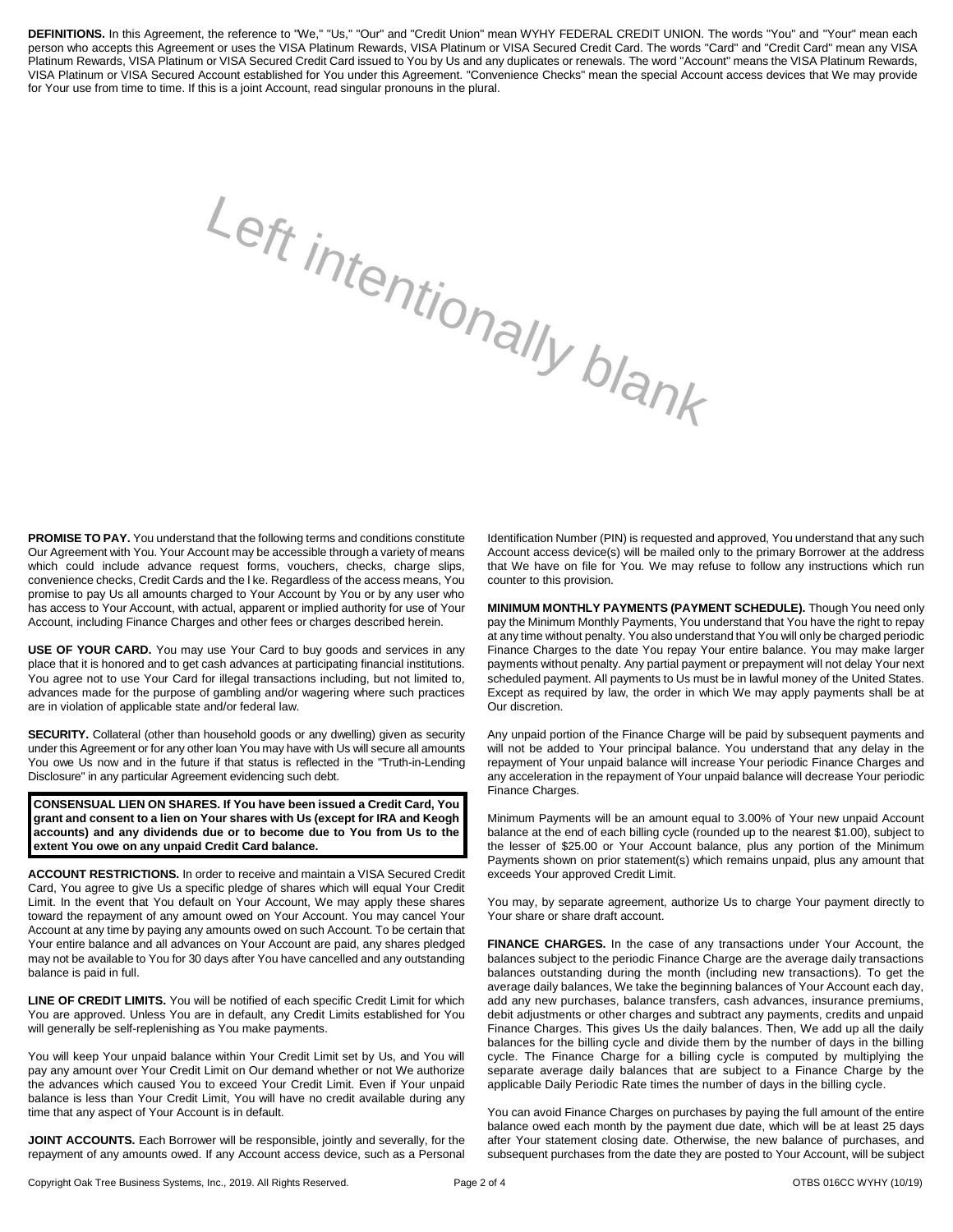**DEFINITIONS.** In this Agreement, the reference to "We," "Us," "Our" and "Credit Union" mean WYHY FEDERAL CREDIT UNION. The words "You" and "Your" mean each person who accepts this Agreement or uses the VISA Platinum Rewards, VISA Platinum or VISA Secured Credit Card. The words "Card" and "Credit Card" mean any VISA Platinum Rewards, VISA Platinum or VISA Secured Credit Card issued to You by Us and any duplicates or renewals. The word "Account" means the VISA Platinum Rewards, VISA Platinum or VISA Secured Account established for You under this Agreement. "Convenience Checks" mean the special Account access devices that We may provide for Your use from time to time. If this is a joint Account, read singular pronouns in the plural.

Left intentionally blank

**PROMISE TO PAY.** You understand that the following terms and conditions constitute Our Agreement with You. Your Account may be accessible through a variety of means which could include advance request forms, vouchers, checks, charge slips, convenience checks, Credit Cards and the l ke. Regardless of the access means, You promise to pay Us all amounts charged to Your Account by You or by any user who has access to Your Account, with actual, apparent or implied authority for use of Your Account, including Finance Charges and other fees or charges described herein.

**USE OF YOUR CARD.** You may use Your Card to buy goods and services in any place that it is honored and to get cash advances at participating financial institutions. You agree not to use Your Card for illegal transactions including, but not limited to, advances made for the purpose of gambling and/or wagering where such practices are in violation of applicable state and/or federal law.

**SECURITY.** Collateral (other than household goods or any dwelling) given as security under this Agreement or for any other loan You may have with Us will secure all amounts You owe Us now and in the future if that status is reflected in the "Truth-in-Lending Disclosure" in any particular Agreement evidencing such debt.

**CONSENSUAL LIEN ON SHARES. If You have been issued a Credit Card, You grant and consent to a lien on Your shares with Us (except for IRA and Keogh accounts) and any dividends due or to become due to You from Us to the extent You owe on any unpaid Credit Card balance.**

**ACCOUNT RESTRICTIONS.** In order to receive and maintain a VISA Secured Credit Card, You agree to give Us a specific pledge of shares which will equal Your Credit Limit. In the event that You default on Your Account, We may apply these shares toward the repayment of any amount owed on Your Account. You may cancel Your Account at any time by paying any amounts owed on such Account. To be certain that Your entire balance and all advances on Your Account are paid, any shares pledged may not be available to You for 30 days after You have cancelled and any outstanding balance is paid in full.

**LINE OF CREDIT LIMITS.** You will be notified of each specific Credit Limit for which You are approved. Unless You are in default, any Credit Limits established for You will generally be self-replenishing as You make payments.

You will keep Your unpaid balance within Your Credit Limit set by Us, and You will pay any amount over Your Credit Limit on Our demand whether or not We authorize the advances which caused You to exceed Your Credit Limit. Even if Your unpaid balance is less than Your Credit Limit, You will have no credit available during any time that any aspect of Your Account is in default.

**JOINT ACCOUNTS.** Each Borrower will be responsible, jointly and severally, for the repayment of any amounts owed. If any Account access device, such as a Personal Identification Number (PIN) is requested and approved, You understand that any such Account access device(s) will be mailed only to the primary Borrower at the address that We have on file for You. We may refuse to follow any instructions which run counter to this provision.

**MINIMUM MONTHLY PAYMENTS (PAYMENT SCHEDULE).** Though You need only pay the Minimum Monthly Payments, You understand that You have the right to repay at any time without penalty. You also understand that You will only be charged periodic Finance Charges to the date You repay Your entire balance. You may make larger payments without penalty. Any partial payment or prepayment will not delay Your next scheduled payment. All payments to Us must be in lawful money of the United States. Except as required by law, the order in which We may apply payments shall be at Our discretion.

Any unpaid portion of the Finance Charge will be paid by subsequent payments and will not be added to Your principal balance. You understand that any delay in the repayment of Your unpaid balance will increase Your periodic Finance Charges and any acceleration in the repayment of Your unpaid balance will decrease Your periodic Finance Charges.

Minimum Payments will be an amount equal to 3.00% of Your new unpaid Account balance at the end of each billing cycle (rounded up to the nearest $1.00), subject to the lesser of $25.00 or Your Account balance, plus any portion of the Minimum Payments shown on prior statement(s) which remains unpaid, plus any amount that exceeds Your approved Credit Limit.

You may, by separate agreement, authorize Us to charge Your payment directly to Your share or share draft account.

**FINANCE CHARGES.** In the case of any transactions under Your Account, the balances subject to the periodic Finance Charge are the average daily transactions balances outstanding during the month (including new transactions). To get the average daily balances, We take the beginning balances of Your Account each day, add any new purchases, balance transfers, cash advances, insurance premiums, debit adjustments or other charges and subtract any payments, credits and unpaid Finance Charges. This gives Us the daily balances. Then, We add up all the daily balances for the billing cycle and divide them by the number of days in the billing cycle. The Finance Charge for a billing cycle is computed by multiplying the separate average daily balances that are subject to a Finance Charge by the applicable Daily Periodic Rate times the number of days in the billing cycle.

You can avoid Finance Charges on purchases by paying the full amount of the entire balance owed each month by the payment due date, which will be at least 25 days after Your statement closing date. Otherwise, the new balance of purchases, and subsequent purchases from the date they are posted to Your Account, will be subject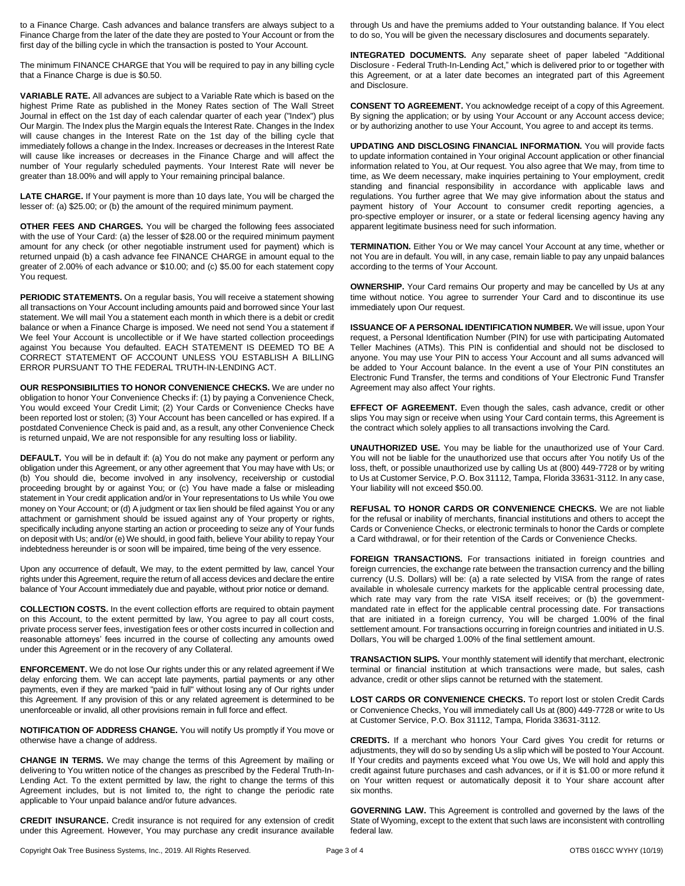to a Finance Charge. Cash advances and balance transfers are always subject to a Finance Charge from the later of the date they are posted to Your Account or from the first day of the billing cycle in which the transaction is posted to Your Account.

The minimum FINANCE CHARGE that You will be required to pay in any billing cycle that a Finance Charge is due is $0.50.

**VARIABLE RATE.** All advances are subject to a Variable Rate which is based on the highest Prime Rate as published in the Money Rates section of The Wall Street Journal in effect on the 1st day of each calendar quarter of each year ("Index") plus Our Margin. The Index plus the Margin equals the Interest Rate. Changes in the Index will cause changes in the Interest Rate on the 1st day of the billing cycle that immediately follows a change in the Index. Increases or decreases in the Interest Rate will cause like increases or decreases in the Finance Charge and will affect the number of Your regularly scheduled payments. Your Interest Rate will never be greater than 18.00% and will apply to Your remaining principal balance.

**LATE CHARGE.** If Your payment is more than 10 days late, You will be charged the lesser of: (a) $25.00; or (b) the amount of the required minimum payment.

**OTHER FEES AND CHARGES.** You will be charged the following fees associated with the use of Your Card: (a) the lesser of $28.00 or the required minimum payment amount for any check (or other negotiable instrument used for payment) which is returned unpaid (b) a cash advance fee FINANCE CHARGE in amount equal to the greater of 2.00% of each advance or $10.00; and (c) $5.00 for each statement copy You request.

**PERIODIC STATEMENTS.** On a regular basis, You will receive a statement showing all transactions on Your Account including amounts paid and borrowed since Your last statement. We will mail You a statement each month in which there is a debit or credit balance or when a Finance Charge is imposed. We need not send You a statement if We feel Your Account is uncollectible or if We have started collection proceedings against You because You defaulted. EACH STATEMENT IS DEEMED TO BE A CORRECT STATEMENT OF ACCOUNT UNLESS YOU ESTABLISH A BILLING ERROR PURSUANT TO THE FEDERAL TRUTH-IN-LENDING ACT.

**OUR RESPONSIBILITIES TO HONOR CONVENIENCE CHECKS.** We are under no obligation to honor Your Convenience Checks if: (1) by paying a Convenience Check, You would exceed Your Credit Limit; (2) Your Cards or Convenience Checks have been reported lost or stolen; (3) Your Account has been cancelled or has expired. If a postdated Convenience Check is paid and, as a result, any other Convenience Check is returned unpaid, We are not responsible for any resulting loss or liability.

**DEFAULT.** You will be in default if: (a) You do not make any payment or perform any obligation under this Agreement, or any other agreement that You may have with Us; or (b) You should die, become involved in any insolvency, receivership or custodial proceeding brought by or against You; or (c) You have made a false or misleading statement in Your credit application and/or in Your representations to Us while You owe money on Your Account; or (d) A judgment or tax lien should be filed against You or any attachment or garnishment should be issued against any of Your property or rights, specifically including anyone starting an action or proceeding to seize any of Your funds on deposit with Us; and/or (e) We should, in good faith, believe Your ability to repay Your indebtedness hereunder is or soon will be impaired, time being of the very essence.

Upon any occurrence of default, We may, to the extent permitted by law, cancel Your rights under this Agreement, require the return of all access devices and declare the entire balance of Your Account immediately due and payable, without prior notice or demand.

**COLLECTION COSTS.** In the event collection efforts are required to obtain payment on this Account, to the extent permitted by law, You agree to pay all court costs, private process server fees, investigation fees or other costs incurred in collection and reasonable attorneys' fees incurred in the course of collecting any amounts owed under this Agreement or in the recovery of any Collateral.

**ENFORCEMENT.** We do not lose Our rights under this or any related agreement if We delay enforcing them. We can accept late payments, partial payments or any other payments, even if they are marked "paid in full" without losing any of Our rights under this Agreement. If any provision of this or any related agreement is determined to be unenforceable or invalid, all other provisions remain in full force and effect.

**NOTIFICATION OF ADDRESS CHANGE.** You will notify Us promptly if You move or otherwise have a change of address.

**CHANGE IN TERMS.** We may change the terms of this Agreement by mailing or delivering to You written notice of the changes as prescribed by the Federal Truth-In-Lending Act. To the extent permitted by law, the right to change the terms of this Agreement includes, but is not limited to, the right to change the periodic rate applicable to Your unpaid balance and/or future advances.

**CREDIT INSURANCE.** Credit insurance is not required for any extension of credit under this Agreement. However, You may purchase any credit insurance available through Us and have the premiums added to Your outstanding balance. If You elect to do so, You will be given the necessary disclosures and documents separately.

**INTEGRATED DOCUMENTS.** Any separate sheet of paper labeled "Additional Disclosure - Federal Truth-In-Lending Act," which is delivered prior to or together with this Agreement, or at a later date becomes an integrated part of this Agreement and Disclosure.

**CONSENT TO AGREEMENT.** You acknowledge receipt of a copy of this Agreement. By signing the application; or by using Your Account or any Account access device; or by authorizing another to use Your Account, You agree to and accept its terms.

**UPDATING AND DISCLOSING FINANCIAL INFORMATION.** You will provide facts to update information contained in Your original Account application or other financial information related to You, at Our request. You also agree that We may, from time to time, as We deem necessary, make inquiries pertaining to Your employment, credit standing and financial responsibility in accordance with applicable laws and regulations. You further agree that We may give information about the status and payment history of Your Account to consumer credit reporting agencies, a pro-spective employer or insurer, or a state or federal licensing agency having any apparent legitimate business need for such information.

**TERMINATION.** Either You or We may cancel Your Account at any time, whether or not You are in default. You will, in any case, remain liable to pay any unpaid balances according to the terms of Your Account.

**OWNERSHIP.** Your Card remains Our property and may be cancelled by Us at any time without notice. You agree to surrender Your Card and to discontinue its use immediately upon Our request.

**ISSUANCE OF A PERSONAL IDENTIFICATION NUMBER.** We will issue, upon Your request, a Personal Identification Number (PIN) for use with participating Automated Teller Machines (ATMs). This PIN is confidential and should not be disclosed to anyone. You may use Your PIN to access Your Account and all sums advanced will be added to Your Account balance. In the event a use of Your PIN constitutes an Electronic Fund Transfer, the terms and conditions of Your Electronic Fund Transfer Agreement may also affect Your rights.

**EFFECT OF AGREEMENT.** Even though the sales, cash advance, credit or other slips You may sign or receive when using Your Card contain terms, this Agreement is the contract which solely applies to all transactions involving the Card.

**UNAUTHORIZED USE.** You may be liable for the unauthorized use of Your Card. You will not be liable for the unauthorized use that occurs after You notify Us of the loss, theft, or possible unauthorized use by calling Us at (800) 449-7728 or by writing to Us at Customer Service, P.O. Box 31112, Tampa, Florida 33631-3112. In any case, Your liability will not exceed $50.00.

**REFUSAL TO HONOR CARDS OR CONVENIENCE CHECKS.** We are not liable for the refusal or inability of merchants, financial institutions and others to accept the Cards or Convenience Checks, or electronic terminals to honor the Cards or complete a Card withdrawal, or for their retention of the Cards or Convenience Checks.

**FOREIGN TRANSACTIONS.** For transactions initiated in foreign countries and foreign currencies, the exchange rate between the transaction currency and the billing currency (U.S. Dollars) will be: (a) a rate selected by VISA from the range of rates available in wholesale currency markets for the applicable central processing date, which rate may vary from the rate VISA itself receives; or (b) the government-mandated rate in effect for the applicable central processing date. For transactions that are initiated in a foreign currency, You will be charged 1.00% of the final settlement amount. For transactions occurring in foreign countries and initiated in U.S. Dollars, You will be charged 1.00% of the final settlement amount.

**TRANSACTION SLIPS.** Your monthly statement will identify that merchant, electronic terminal or financial institution at which transactions were made, but sales, cash advance, credit or other slips cannot be returned with the statement.

**LOST CARDS OR CONVENIENCE CHECKS.** To report lost or stolen Credit Cards or Convenience Checks, You will immediately call Us at (800) 449-7728 or write to Us at Customer Service, P.O. Box 31112, Tampa, Florida 33631-3112.

**CREDITS.** If a merchant who honors Your Card gives You credit for returns or adjustments, they will do so by sending Us a slip which will be posted to Your Account. If Your credits and payments exceed what You owe Us, We will hold and apply this credit against future purchases and cash advances, or if it is $1.00 or more refund it on Your written request or automatically deposit it to Your share account after six months.

**GOVERNING LAW.** This Agreement is controlled and governed by the laws of the State of Wyoming, except to the extent that such laws are inconsistent with controlling federal law.

Copyright Oak Tree Business Systems, Inc., 2019. All Rights Reserved. OTBS 016CC WYHY (10/19)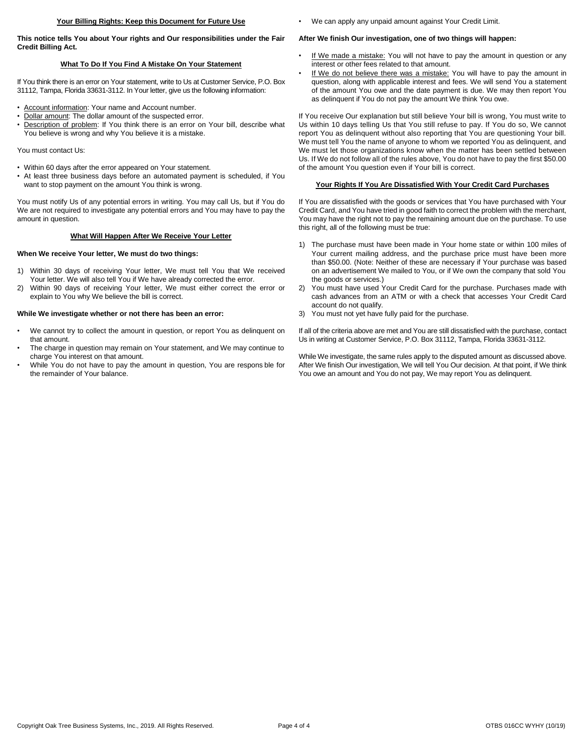## Your Billing Rights: Keep this Document for Future Use

**This notice tells You about Your rights and Our responsibilities under the Fair Credit Billing Act.**

### What To Do If You Find A Mistake On Your Statement

If You think there is an error on Your statement, write to Us at Customer Service, P.O. Box 31112, Tampa, Florida 33631-3112. In Your letter, give us the following information:

- Account information: Your name and Account number.
- Dollar amount: The dollar amount of the suspected error.
- Description of problem: If You think there is an error on Your bill, describe what You believe is wrong and why You believe it is a mistake.

You must contact Us:

- Within 60 days after the error appeared on Your statement.
- At least three business days before an automated payment is scheduled, if You want to stop payment on the amount You think is wrong.

You must notify Us of any potential errors in writing. You may call Us, but if You do We are not required to investigate any potential errors and You may have to pay the amount in question.

### What Will Happen After We Receive Your Letter

**When We receive Your letter, We must do two things:**

1) Within 30 days of receiving Your letter, We must tell You that We received Your letter. We will also tell You if We have already corrected the error.
2) Within 90 days of receiving Your letter, We must either correct the error or explain to You why We believe the bill is correct.

**While We investigate whether or not there has been an error:**

- We cannot try to collect the amount in question, or report You as delinquent on that amount.
- The charge in question may remain on Your statement, and We may continue to charge You interest on that amount.
- While You do not have to pay the amount in question, You are respons ble for the remainder of Your balance.
- We can apply any unpaid amount against Your Credit Limit.

**After We finish Our investigation, one of two things will happen:**

- If We made a mistake: You will not have to pay the amount in question or any interest or other fees related to that amount.
- If We do not believe there was a mistake: You will have to pay the amount in question, along with applicable interest and fees. We will send You a statement of the amount You owe and the date payment is due. We may then report You as delinquent if You do not pay the amount We think You owe.

If You receive Our explanation but still believe Your bill is wrong, You must write to Us within 10 days telling Us that You still refuse to pay. If You do so, We cannot report You as delinquent without also reporting that You are questioning Your bill. We must tell You the name of anyone to whom we reported You as delinquent, and We must let those organizations know when the matter has been settled between Us. If We do not follow all of the rules above, You do not have to pay the first $50.00 of the amount You question even if Your bill is correct.

### Your Rights If You Are Dissatisfied With Your Credit Card Purchases

If You are dissatisfied with the goods or services that You have purchased with Your Credit Card, and You have tried in good faith to correct the problem with the merchant, You may have the right not to pay the remaining amount due on the purchase. To use this right, all of the following must be true:

1) The purchase must have been made in Your home state or within 100 miles of Your current mailing address, and the purchase price must have been more than $50.00. (Note: Neither of these are necessary if Your purchase was based on an advertisement We mailed to You, or if We own the company that sold You the goods or services.)
2) You must have used Your Credit Card for the purchase. Purchases made with cash advances from an ATM or with a check that accesses Your Credit Card account do not qualify.
3) You must not yet have fully paid for the purchase.

If all of the criteria above are met and You are still dissatisfied with the purchase, contact Us in writing at Customer Service, P.O. Box 31112, Tampa, Florida 33631-3112.

While We investigate, the same rules apply to the disputed amount as discussed above. After We finish Our investigation, We will tell You Our decision. At that point, if We think You owe an amount and You do not pay, We may report You as delinquent.